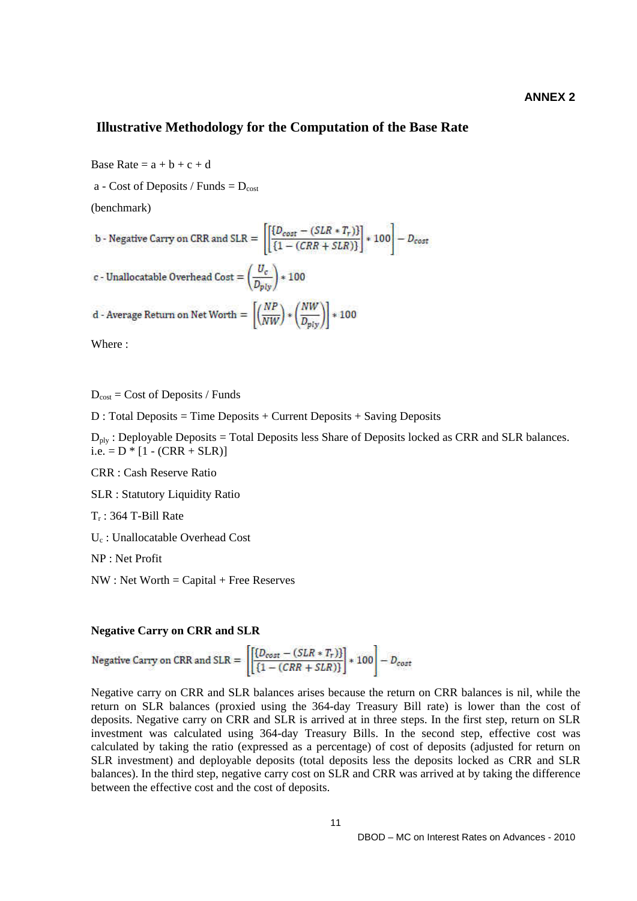**ANNEX 2**

## Illustrative Methodology for the Computation of the Base Rate

Base Rate = a + b + c + d

a - Cost of Deposits / Funds = $D_{cost}$

(benchmark)

$$\text{b - Negative Carry on CRR and SLR} = \left[\left[\frac{\{D_{cost} - (SLR * T_r)\}}{\{1 - (CRR + SLR)\}}\right] * 100\right] - D_{cost}$$

$$\text{c - Unallocatable Overhead Cost} = \left(\frac{U_c}{D_{ply}}\right) * 100$$

$$\text{d - Average Return on Net Worth} = \left[\left(\frac{NP}{NW}\right) * \left(\frac{NW}{D_{ply}}\right)\right] * 100$$

Where :

$D_{cost}$ = Cost of Deposits / Funds

D : Total Deposits = Time Deposits + Current Deposits + Saving Deposits

$D_{ply}$ : Deployable Deposits = Total Deposits less Share of Deposits locked as CRR and SLR balances. i.e. = D * [1 - (CRR + SLR)]

CRR : Cash Reserve Ratio

SLR : Statutory Liquidity Ratio

$T_r$ : 364 T-Bill Rate

$U_c$ : Unallocatable Overhead Cost

NP : Net Profit

NW : Net Worth = Capital + Free Reserves

**Negative Carry on CRR and SLR**

$$\text{Negative Carry on CRR and SLR} = \left[\left[\frac{\{D_{cost} - (SLR * T_r)\}}{\{1 - (CRR + SLR)\}}\right] * 100\right] - D_{cost}$$

Negative carry on CRR and SLR balances arises because the return on CRR balances is nil, while the return on SLR balances (proxied using the 364-day Treasury Bill rate) is lower than the cost of deposits. Negative carry on CRR and SLR is arrived at in three steps. In the first step, return on SLR investment was calculated using 364-day Treasury Bills. In the second step, effective cost was calculated by taking the ratio (expressed as a percentage) of cost of deposits (adjusted for return on SLR investment) and deployable deposits (total deposits less the deposits locked as CRR and SLR balances). In the third step, negative carry cost on SLR and CRR was arrived at by taking the difference between the effective cost and the cost of deposits.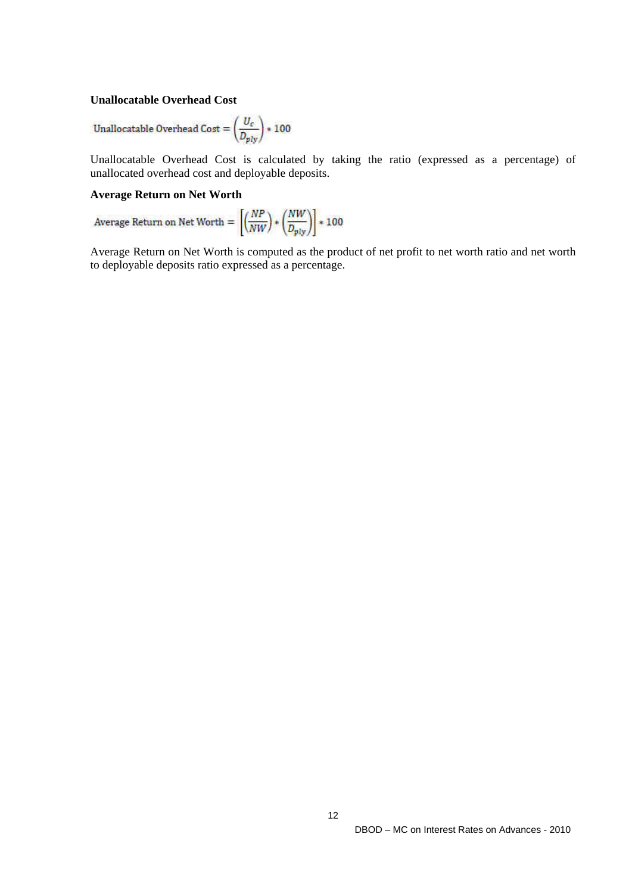**Unallocatable Overhead Cost**

$$\text{Unallocatable Overhead Cost} = \left(\frac{U_c}{D_{ply}}\right) * 100$$

Unallocatable Overhead Cost is calculated by taking the ratio (expressed as a percentage) of unallocated overhead cost and deployable deposits.

**Average Return on Net Worth**

$$\text{Average Return on Net Worth} = \left[\left(\frac{NP}{NW}\right) * \left(\frac{NW}{D_{ply}}\right)\right] * 100$$

Average Return on Net Worth is computed as the product of net profit to net worth ratio and net worth to deployable deposits ratio expressed as a percentage.